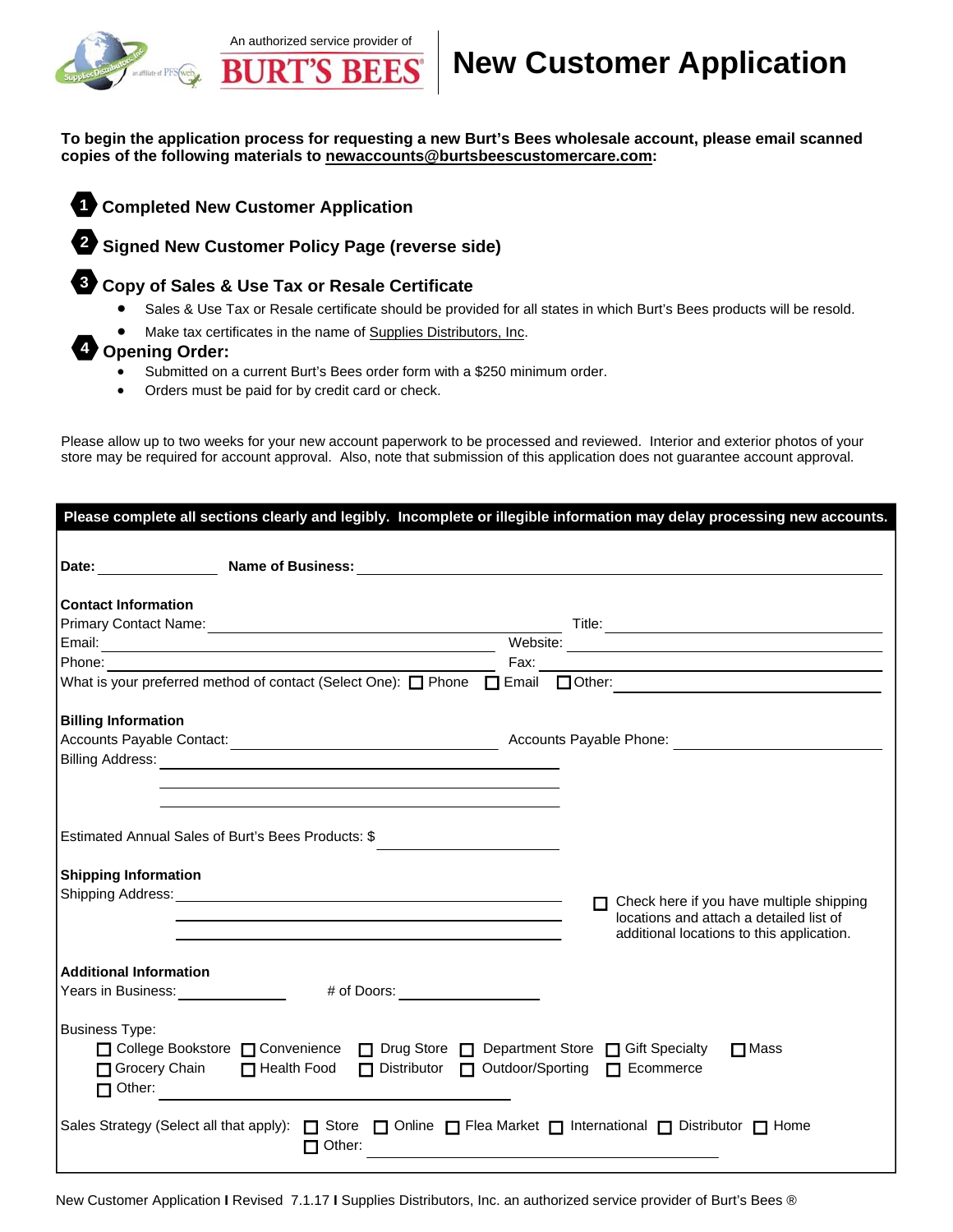An authorized service provider of BURT'S BEES

# New Customer Application

**To begin the application process for requesting a new Burt's Bees wholesale account, please email scanned copies of the following materials to newaccounts@burtsbeescustomercare.com:**

1. **Completed New Customer Application**
2. **Signed New Customer Policy Page (reverse side)**
3. **Copy of Sales & Use Tax or Resale Certificate**
   - Sales & Use Tax or Resale certificate should be provided for all states in which Burt's Bees products will be resold.
   - Make tax certificates in the name of Supplies Distributors, Inc.
4. **Opening Order:**
   - Submitted on a current Burt's Bees order form with a $250 minimum order.
   - Orders must be paid for by credit card or check.

Please allow up to two weeks for your new account paperwork to be processed and reviewed. Interior and exterior photos of your store may be required for account approval. Also, note that submission of this application does not guarantee account approval.

**Please complete all sections clearly and legibly. Incomplete or illegible information may delay processing new accounts.**

**Date:** ______________ **Name of Business:** ____________________________________________

**Contact Information**

Primary Contact Name: ______________________________ Title: ______________________

Email: ______________________________ Website: ______________________

Phone: ______________________________ Fax: ______________________

What is your preferred method of contact (Select One): ☐ Phone ☐ Email ☐ Other: ______________

**Billing Information**

Accounts Payable Contact: ______________________ Accounts Payable Phone: ______________

Billing Address: ____________________________________

____________________________________

____________________________________

Estimated Annual Sales of Burt's Bees Products: $ ______________

**Shipping Information**

Shipping Address: ____________________________________

____________________________________

____________________________________

☐ Check here if you have multiple shipping locations and attach a detailed list of additional locations to this application.

**Additional Information**

Years in Business: __________ # of Doors: __________

Business Type:

☐ College Bookstore ☐ Convenience ☐ Drug Store ☐ Department Store ☐ Gift Specialty ☐ Mass

☐ Grocery Chain ☐ Health Food ☐ Distributor ☐ Outdoor/Sporting ☐ Ecommerce

☐ Other: ______________________________

Sales Strategy (Select all that apply): ☐ Store ☐ Online ☐ Flea Market ☐ International ☐ Distributor ☐ Home

☐ Other: ______________________________

New Customer Application I Revised 7.1.17 I Supplies Distributors, Inc. an authorized service provider of Burt's Bees ®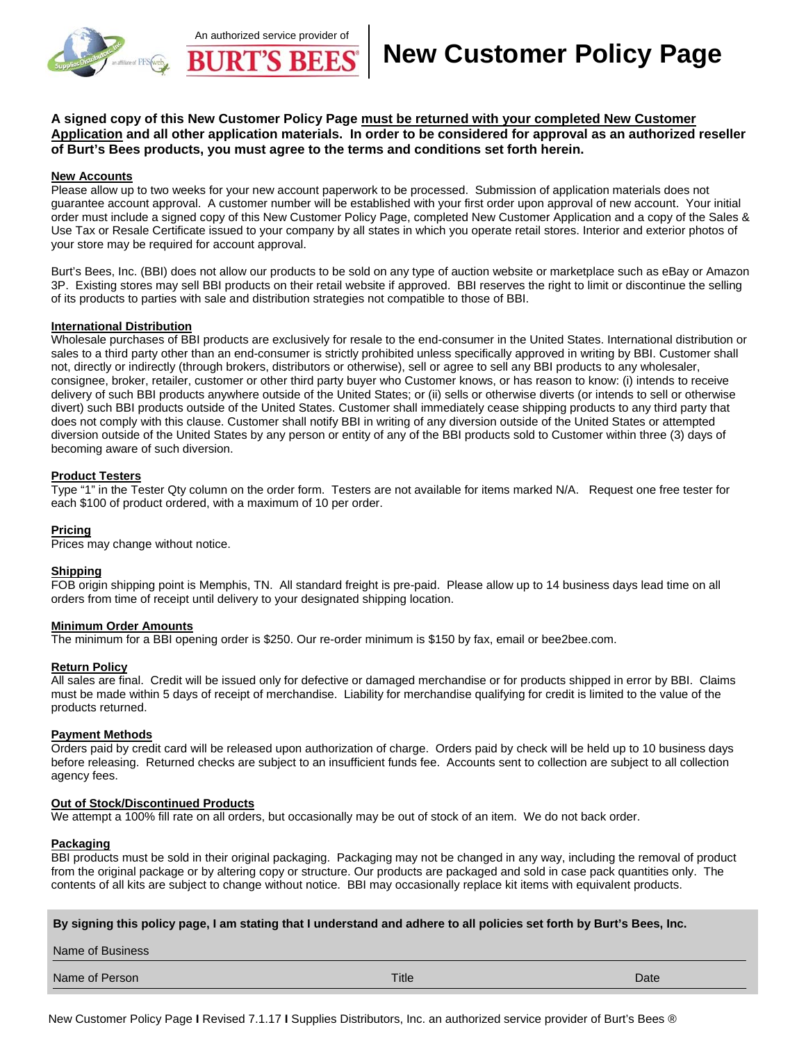An authorized service provider of

BURT'S BEES

# New Customer Policy Page

**A signed copy of this New Customer Policy Page must be returned with your completed New Customer Application and all other application materials. In order to be considered for approval as an authorized reseller of Burt's Bees products, you must agree to the terms and conditions set forth herein.**

**New Accounts**

Please allow up to two weeks for your new account paperwork to be processed. Submission of application materials does not guarantee account approval. A customer number will be established with your first order upon approval of new account. Your initial order must include a signed copy of this New Customer Policy Page, completed New Customer Application and a copy of the Sales & Use Tax or Resale Certificate issued to your company by all states in which you operate retail stores. Interior and exterior photos of your store may be required for account approval.

Burt's Bees, Inc. (BBI) does not allow our products to be sold on any type of auction website or marketplace such as eBay or Amazon 3P. Existing stores may sell BBI products on their retail website if approved. BBI reserves the right to limit or discontinue the selling of its products to parties with sale and distribution strategies not compatible to those of BBI.

**International Distribution**

Wholesale purchases of BBI products are exclusively for resale to the end-consumer in the United States. International distribution or sales to a third party other than an end-consumer is strictly prohibited unless specifically approved in writing by BBI. Customer shall not, directly or indirectly (through brokers, distributors or otherwise), sell or agree to sell any BBI products to any wholesaler, consignee, broker, retailer, customer or other third party buyer who Customer knows, or has reason to know: (i) intends to receive delivery of such BBI products anywhere outside of the United States; or (ii) sells or otherwise diverts (or intends to sell or otherwise divert) such BBI products outside of the United States. Customer shall immediately cease shipping products to any third party that does not comply with this clause. Customer shall notify BBI in writing of any diversion outside of the United States or attempted diversion outside of the United States by any person or entity of any of the BBI products sold to Customer within three (3) days of becoming aware of such diversion.

**Product Testers**

Type "1" in the Tester Qty column on the order form. Testers are not available for items marked N/A. Request one free tester for each $100 of product ordered, with a maximum of 10 per order.

**Pricing**

Prices may change without notice.

**Shipping**

FOB origin shipping point is Memphis, TN. All standard freight is pre-paid. Please allow up to 14 business days lead time on all orders from time of receipt until delivery to your designated shipping location.

**Minimum Order Amounts**

The minimum for a BBI opening order is $250. Our re-order minimum is $150 by fax, email or bee2bee.com.

**Return Policy**

All sales are final. Credit will be issued only for defective or damaged merchandise or for products shipped in error by BBI. Claims must be made within 5 days of receipt of merchandise. Liability for merchandise qualifying for credit is limited to the value of the products returned.

**Payment Methods**

Orders paid by credit card will be released upon authorization of charge. Orders paid by check will be held up to 10 business days before releasing. Returned checks are subject to an insufficient funds fee. Accounts sent to collection are subject to all collection agency fees.

**Out of Stock/Discontinued Products**

We attempt a 100% fill rate on all orders, but occasionally may be out of stock of an item. We do not back order.

**Packaging**

BBI products must be sold in their original packaging. Packaging may not be changed in any way, including the removal of product from the original package or by altering copy or structure. Our products are packaged and sold in case pack quantities only. The contents of all kits are subject to change without notice. BBI may occasionally replace kit items with equivalent products.

**By signing this policy page, I am stating that I understand and adhere to all policies set forth by Burt's Bees, Inc.**

Name of Business

Name of Person Title Date

New Customer Policy Page I Revised 7.1.17 I Supplies Distributors, Inc. an authorized service provider of Burt's Bees ®